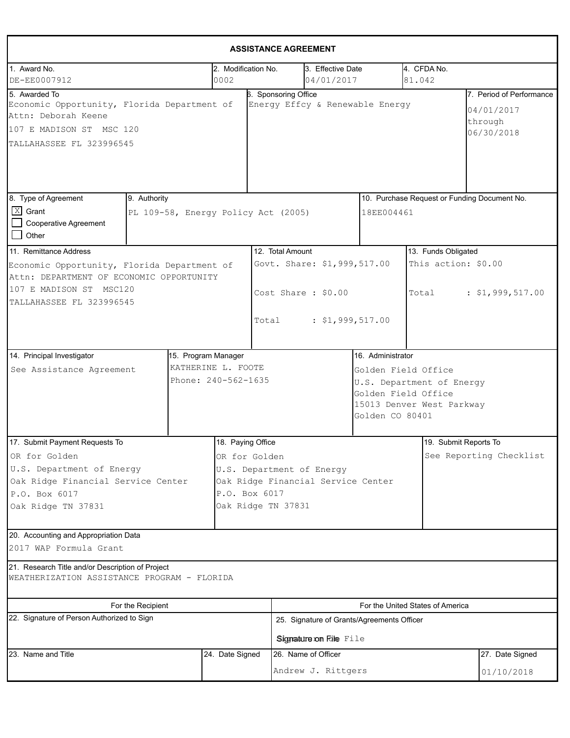# ASSISTANCE AGREEMENT

| 1. Award No. | 2. Modification No. | 3. Effective Date | 4. CFDA No. |
|---|---|---|---|
| DE-EE0007912 | 0002 | 04/01/2017 | 81.042 |

| 5. Awarded To | 6. Sponsoring Office | 7. Period of Performance |
|---|---|---|
| Economic Opportunity, Florida Department of<br>Attn: Deborah Keene<br>107 E MADISON ST MSC 120<br>TALLAHASSEE FL 323996545 | Energy Effcy & Renewable Energy | 04/01/2017<br>through<br>06/30/2018 |

| 8. Type of Agreement | 9. Authority | 10. Purchase Request or Funding Document No. |
|---|---|---|
| [X] Grant<br>[ ] Cooperative Agreement<br>[ ] Other | PL 109-58, Energy Policy Act (2005) | 18EE004461 |

| 11. Remittance Address | 12. Total Amount | 13. Funds Obligated |
|---|---|---|
| Economic Opportunity, Florida Department of<br>Attn: DEPARTMENT OF ECONOMIC OPPORTUNITY<br>107 E MADISON ST MSC120<br>TALLAHASSEE FL 323996545 | Govt. Share: $1,999,517.00<br>Cost Share : $0.00<br>Total : $1,999,517.00 | This action: $0.00<br>Total : $1,999,517.00 |

| 14. Principal Investigator | 15. Program Manager | 16. Administrator |
|---|---|---|
| See Assistance Agreement | KATHERINE L. FOOTE<br>Phone: 240-562-1635 | Golden Field Office<br>U.S. Department of Energy<br>Golden Field Office<br>15013 Denver West Parkway<br>Golden CO 80401 |

| 17. Submit Payment Requests To | 18. Paying Office | 19. Submit Reports To |
|---|---|---|
| OR for Golden<br>U.S. Department of Energy<br>Oak Ridge Financial Service Center<br>P.O. Box 6017<br>Oak Ridge TN 37831 | OR for Golden<br>U.S. Department of Energy<br>Oak Ridge Financial Service Center<br>P.O. Box 6017<br>Oak Ridge TN 37831 | See Reporting Checklist |

**20. Accounting and Appropriation Data**

2017 WAP Formula Grant

**21. Research Title and/or Description of Project**

WEATHERIZATION ASSISTANCE PROGRAM - FLORIDA

| For the Recipient | | For the United States of America | |
|---|---|---|---|
| 22. Signature of Person Authorized to Sign | | 25. Signature of Grants/Agreements Officer<br>Signature on File | |
| 23. Name and Title | 24. Date Signed | 26. Name of Officer<br>Andrew J. Rittgers | 27. Date Signed<br>01/10/2018 |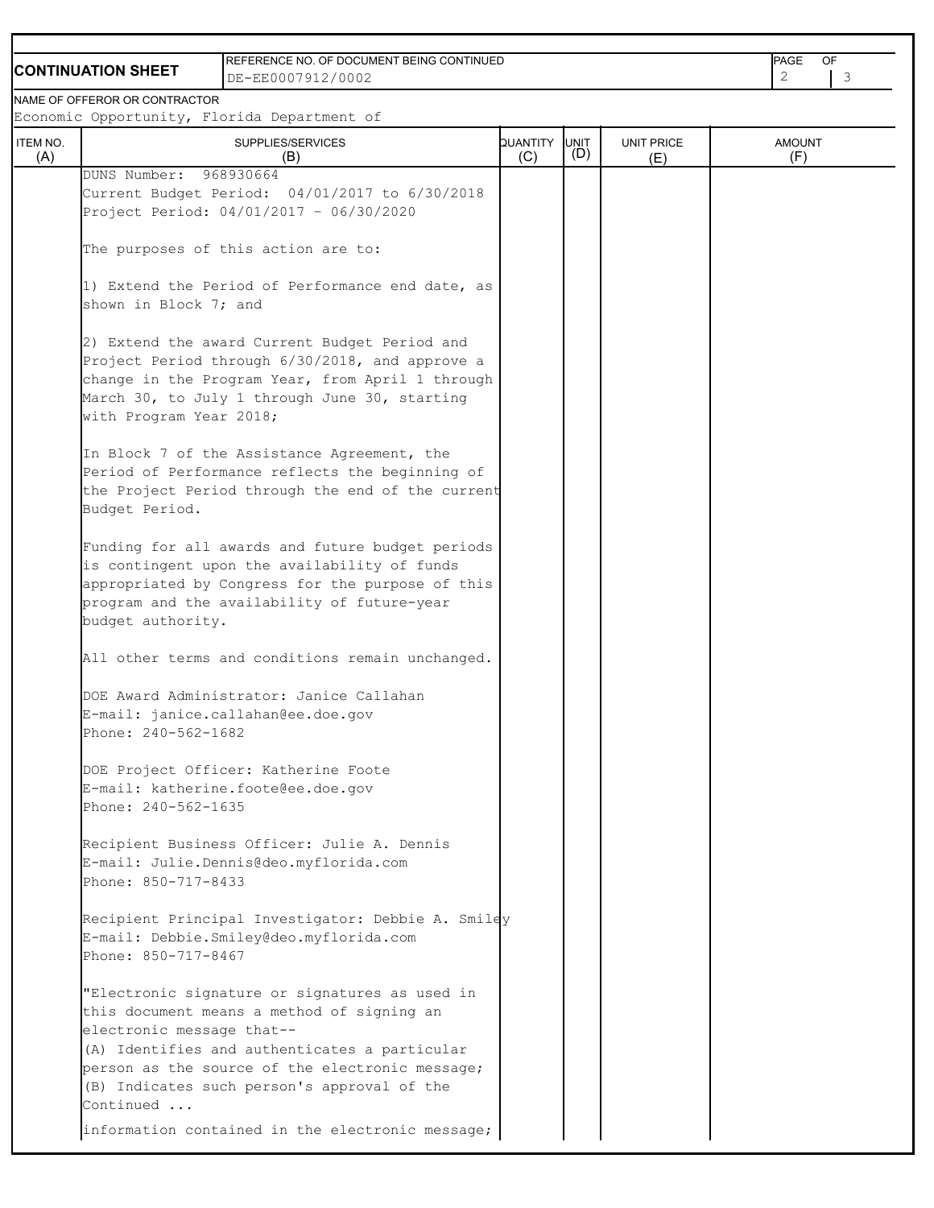**CONTINUATION SHEET**

REFERENCE NO. OF DOCUMENT BEING CONTINUED
DE-EE0007912/0002

NAME OF OFFEROR OR CONTRACTOR
Economic Opportunity, Florida Department of

| ITEM NO. (A) | SUPPLIES/SERVICES (B) | QUANTITY (C) | UNIT (D) | UNIT PRICE (E) | AMOUNT (F) |
|---|---|---|---|---|---|
| | DUNS Number: 968930664<br>Current Budget Period: 04/01/2017 to 6/30/2018<br>Project Period: 04/01/2017 - 06/30/2020<br><br>The purposes of this action are to:<br><br>1) Extend the Period of Performance end date, as shown in Block 7; and<br><br>2) Extend the award Current Budget Period and Project Period through 6/30/2018, and approve a change in the Program Year, from April 1 through March 30, to July 1 through June 30, starting with Program Year 2018;<br><br>In Block 7 of the Assistance Agreement, the Period of Performance reflects the beginning of the Project Period through the end of the current Budget Period.<br><br>Funding for all awards and future budget periods is contingent upon the availability of funds appropriated by Congress for the purpose of this program and the availability of future-year budget authority.<br><br>All other terms and conditions remain unchanged.<br><br>DOE Award Administrator: Janice Callahan<br>E-mail: janice.callahan@ee.doe.gov<br>Phone: 240-562-1682<br><br>DOE Project Officer: Katherine Foote<br>E-mail: katherine.foote@ee.doe.gov<br>Phone: 240-562-1635<br><br>Recipient Business Officer: Julie A. Dennis<br>E-mail: Julie.Dennis@deo.myflorida.com<br>Phone: 850-717-8433<br><br>Recipient Principal Investigator: Debbie A. Smiley<br>E-mail: Debbie.Smiley@deo.myflorida.com<br>Phone: 850-717-8467<br><br>"Electronic signature or signatures as used in this document means a method of signing an electronic message that--<br>(A) Identifies and authenticates a particular person as the source of the electronic message;<br>(B) Indicates such person's approval of the<br>Continued ...<br><br>information contained in the electronic message; | | | | |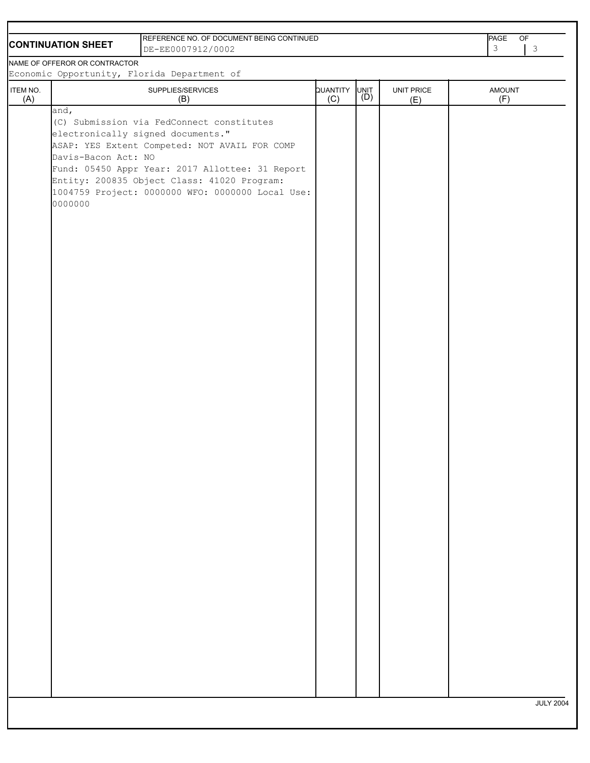**CONTINUATION SHEET**

REFERENCE NO. OF DOCUMENT BEING CONTINUED
DE-EE0007912/0002

NAME OF OFFEROR OR CONTRACTOR
Economic Opportunity, Florida Department of

| ITEM NO. (A) | SUPPLIES/SERVICES (B) | QUANTITY (C) | UNIT (D) | UNIT PRICE (E) | AMOUNT (F) |
|---|---|---|---|---|---|
| | and,<br>(C) Submission via FedConnect constitutes electronically signed documents."<br>ASAP: YES Extent Competed: NOT AVAIL FOR COMP<br>Davis-Bacon Act: NO<br>Fund: 05450 Appr Year: 2017 Allottee: 31 Report Entity: 200835 Object Class: 41020 Program: 1004759 Project: 0000000 WFO: 0000000 Local Use: 0000000 | | | | |

JULY 2004